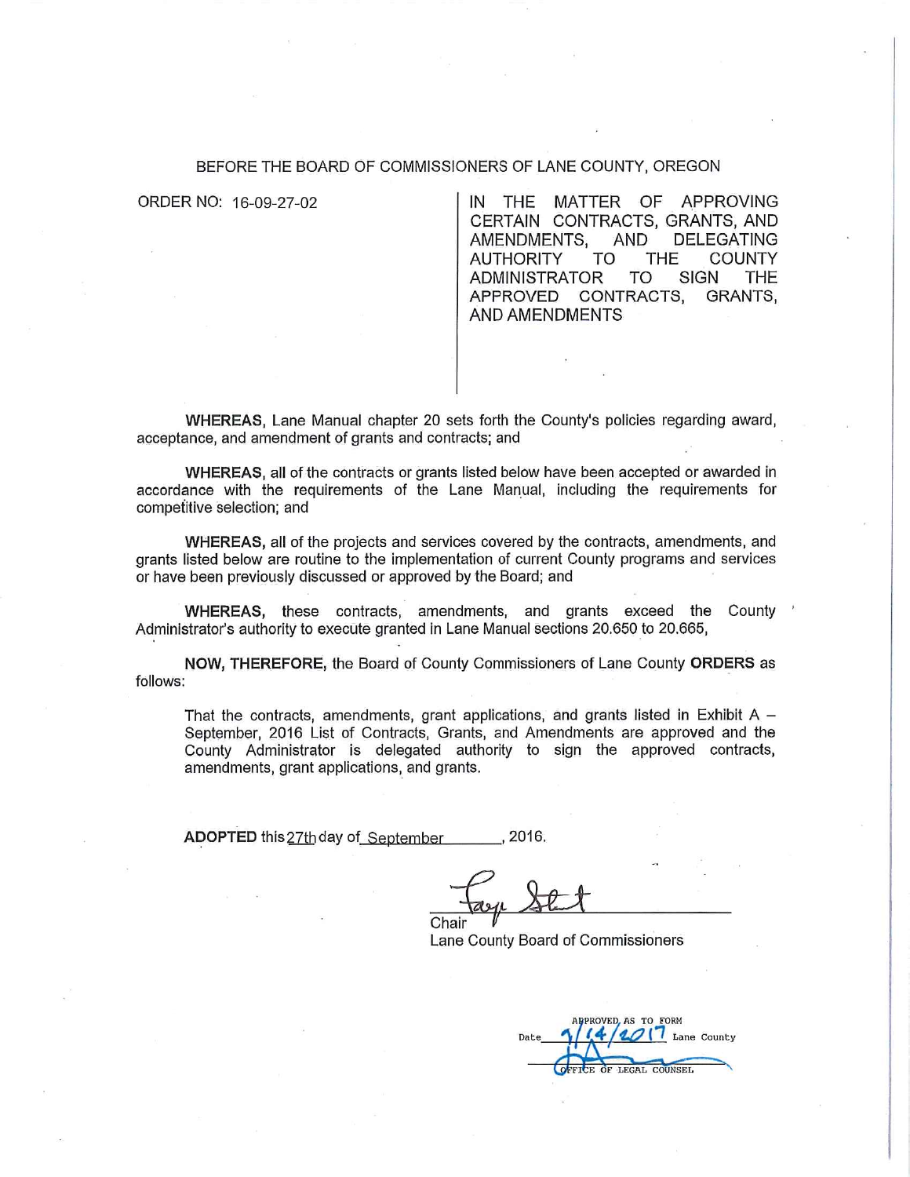BEFORE THE BOARD OF COMMISSIONERS OF LANE COUNTY, OREGON

ORDER NO: 16-09-27-02

IN THE MATTER OF APPROVING CERTAIN CONTRACTS, GRANTS, AND AMENDMENTS, AND DELEGATING AUTHORITY TO THE COUNTY ADMINISTRATOR TO SIGN THE APPROVED CONTRACTS, GRANTS, AND AMENDMENTS

**WHEREAS,** Lane Manual chapter 20 sets forth the County's policies regarding award, acceptance, and amendment of grants and contracts; and

**WHEREAS,** all of the contracts or grants listed below have been accepted or awarded in accordance with the requirements of the Lane Manual, including the requirements for competitive selection; and

**WHEREAS,** all of the projects and services covered by the contracts, amendments, and grants listed below are routine to the implementation of current County programs and services or have been previously discussed or approved by the Board; and

**WHEREAS,** these contracts, amendments, and grants exceed the County Administrator's authority to execute granted in Lane Manual sections 20.650 to 20.665,

**NOW, THEREFORE,** the Board of County Commissioners of Lane County **ORDERS** as follows:

> That the contracts, amendments, grant applications, and grants listed in Exhibit A – September, 2016 List of Contracts, Grants, and Amendments are approved and the County Administrator is delegated authority to sign the approved contracts, amendments, grant applications, and grants.

**ADOPTED** this 27th day of September, 2016.

Chair
Lane County Board of Commissioners

APPROVED AS TO FORM
Date 9/14/2017 Lane County
OFFICE OF LEGAL COUNSEL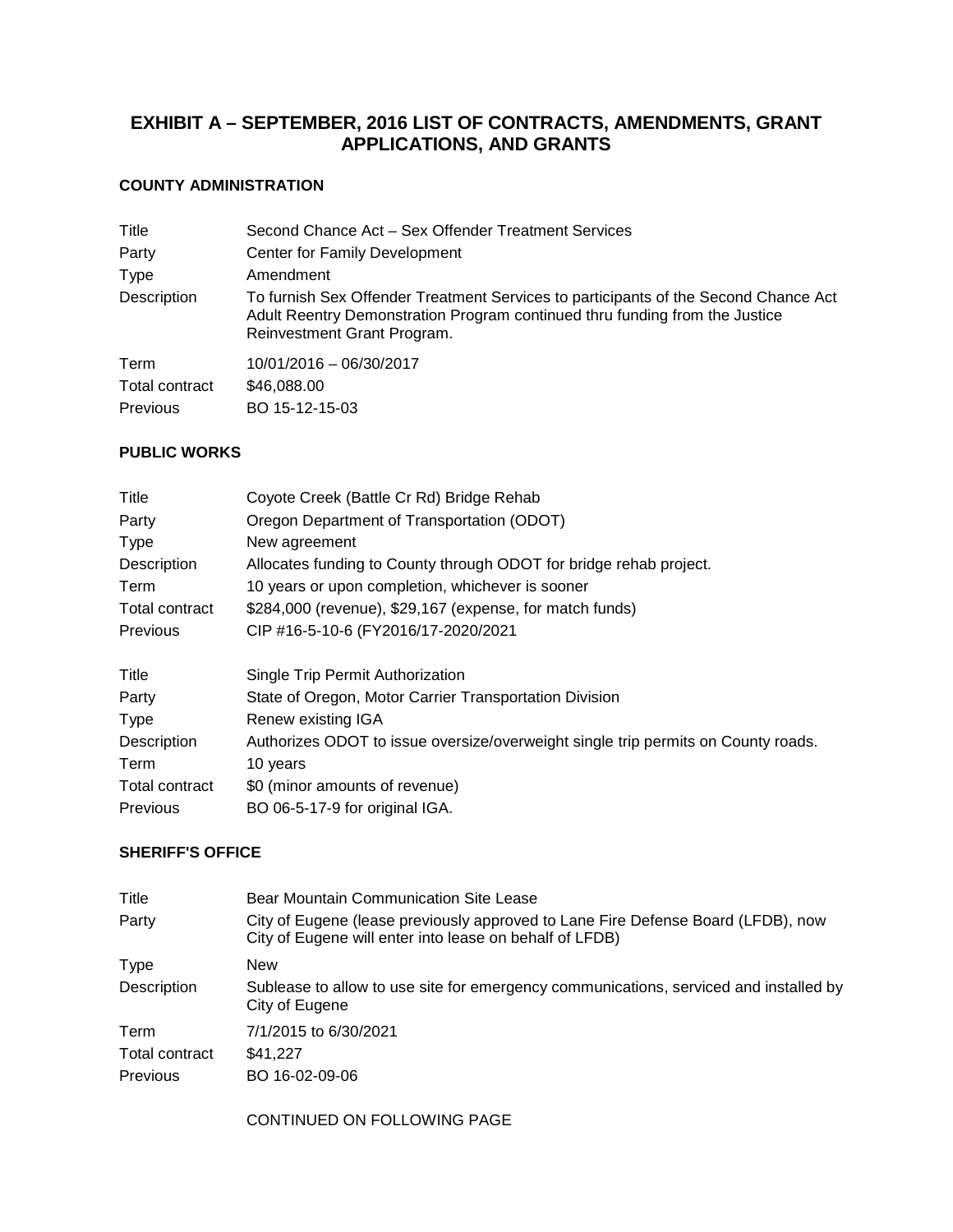# EXHIBIT A – SEPTEMBER, 2016 LIST OF CONTRACTS, AMENDMENTS, GRANT APPLICATIONS, AND GRANTS

## COUNTY ADMINISTRATION

| | |
|---|---|
| Title | Second Chance Act – Sex Offender Treatment Services |
| Party | Center for Family Development |
| Type | Amendment |
| Description | To furnish Sex Offender Treatment Services to participants of the Second Chance Act Adult Reentry Demonstration Program continued thru funding from the Justice Reinvestment Grant Program. |
| Term | 10/01/2016 – 06/30/2017 |
| Total contract | $46,088.00 |
| Previous | BO 15-12-15-03 |

## PUBLIC WORKS

| | |
|---|---|
| Title | Coyote Creek (Battle Cr Rd) Bridge Rehab |
| Party | Oregon Department of Transportation (ODOT) |
| Type | New agreement |
| Description | Allocates funding to County through ODOT for bridge rehab project. |
| Term | 10 years or upon completion, whichever is sooner |
| Total contract | $284,000 (revenue), $29,167 (expense, for match funds) |
| Previous | CIP #16-5-10-6 (FY2016/17-2020/2021 |

| | |
|---|---|
| Title | Single Trip Permit Authorization |
| Party | State of Oregon, Motor Carrier Transportation Division |
| Type | Renew existing IGA |
| Description | Authorizes ODOT to issue oversize/overweight single trip permits on County roads. |
| Term | 10 years |
| Total contract | $0 (minor amounts of revenue) |
| Previous | BO 06-5-17-9 for original IGA. |

## SHERIFF'S OFFICE

| | |
|---|---|
| Title | Bear Mountain Communication Site Lease |
| Party | City of Eugene (lease previously approved to Lane Fire Defense Board (LFDB), now City of Eugene will enter into lease on behalf of LFDB) |
| Type | New |
| Description | Sublease to allow to use site for emergency communications, serviced and installed by City of Eugene |
| Term | 7/1/2015 to 6/30/2021 |
| Total contract | $41,227 |
| Previous | BO 16-02-09-06 |

CONTINUED ON FOLLOWING PAGE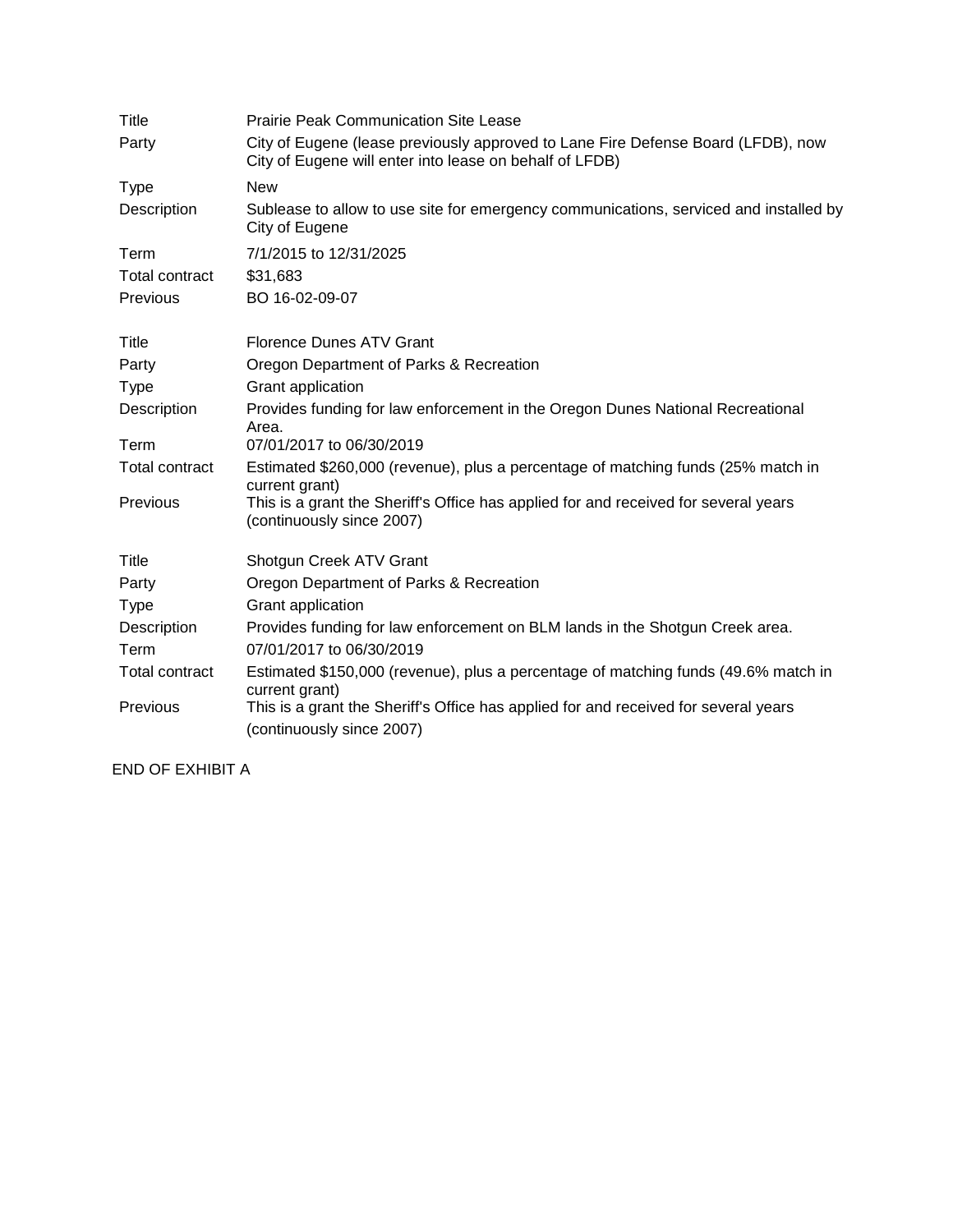| | |
|---|---|
| Title | Prairie Peak Communication Site Lease |
| Party | City of Eugene (lease previously approved to Lane Fire Defense Board (LFDB), now City of Eugene will enter into lease on behalf of LFDB) |
| Type | New |
| Description | Sublease to allow to use site for emergency communications, serviced and installed by City of Eugene |
| Term | 7/1/2015 to 12/31/2025 |
| Total contract | $31,683 |
| Previous | BO 16-02-09-07 |

| | |
|---|---|
| Title | Florence Dunes ATV Grant |
| Party | Oregon Department of Parks & Recreation |
| Type | Grant application |
| Description | Provides funding for law enforcement in the Oregon Dunes National Recreational Area. |
| Term | 07/01/2017 to 06/30/2019 |
| Total contract | Estimated $260,000 (revenue), plus a percentage of matching funds (25% match in current grant) |
| Previous | This is a grant the Sheriff's Office has applied for and received for several years (continuously since 2007) |

| | |
|---|---|
| Title | Shotgun Creek ATV Grant |
| Party | Oregon Department of Parks & Recreation |
| Type | Grant application |
| Description | Provides funding for law enforcement on BLM lands in the Shotgun Creek area. |
| Term | 07/01/2017 to 06/30/2019 |
| Total contract | Estimated $150,000 (revenue), plus a percentage of matching funds (49.6% match in current grant) |
| Previous | This is a grant the Sheriff's Office has applied for and received for several years (continuously since 2007) |

END OF EXHIBIT A